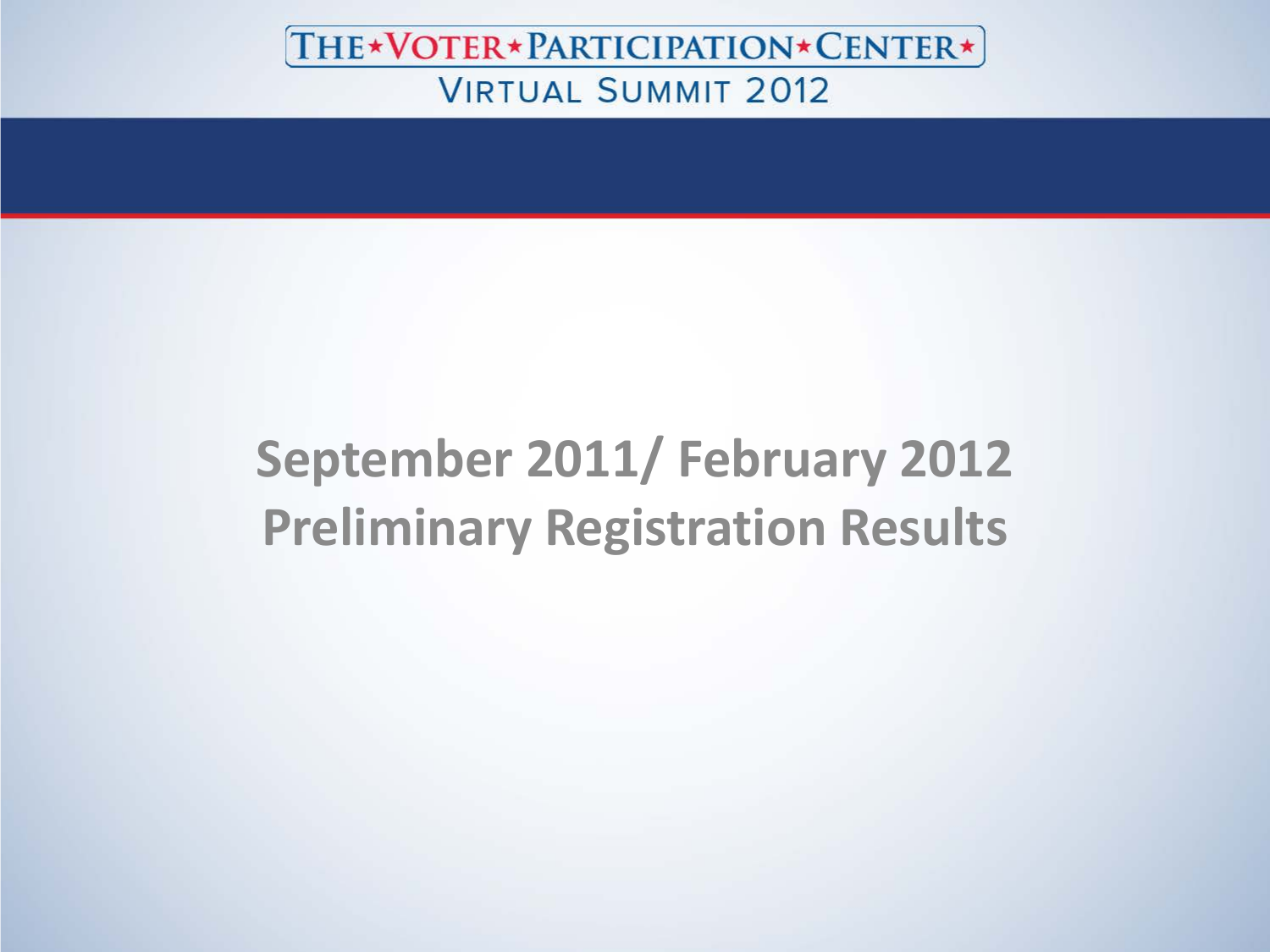THE★VOTER★PARTICIPATION★CENTER★

VIRTUAL SUMMIT 2012

# September 2011/ February 2012 Preliminary Registration Results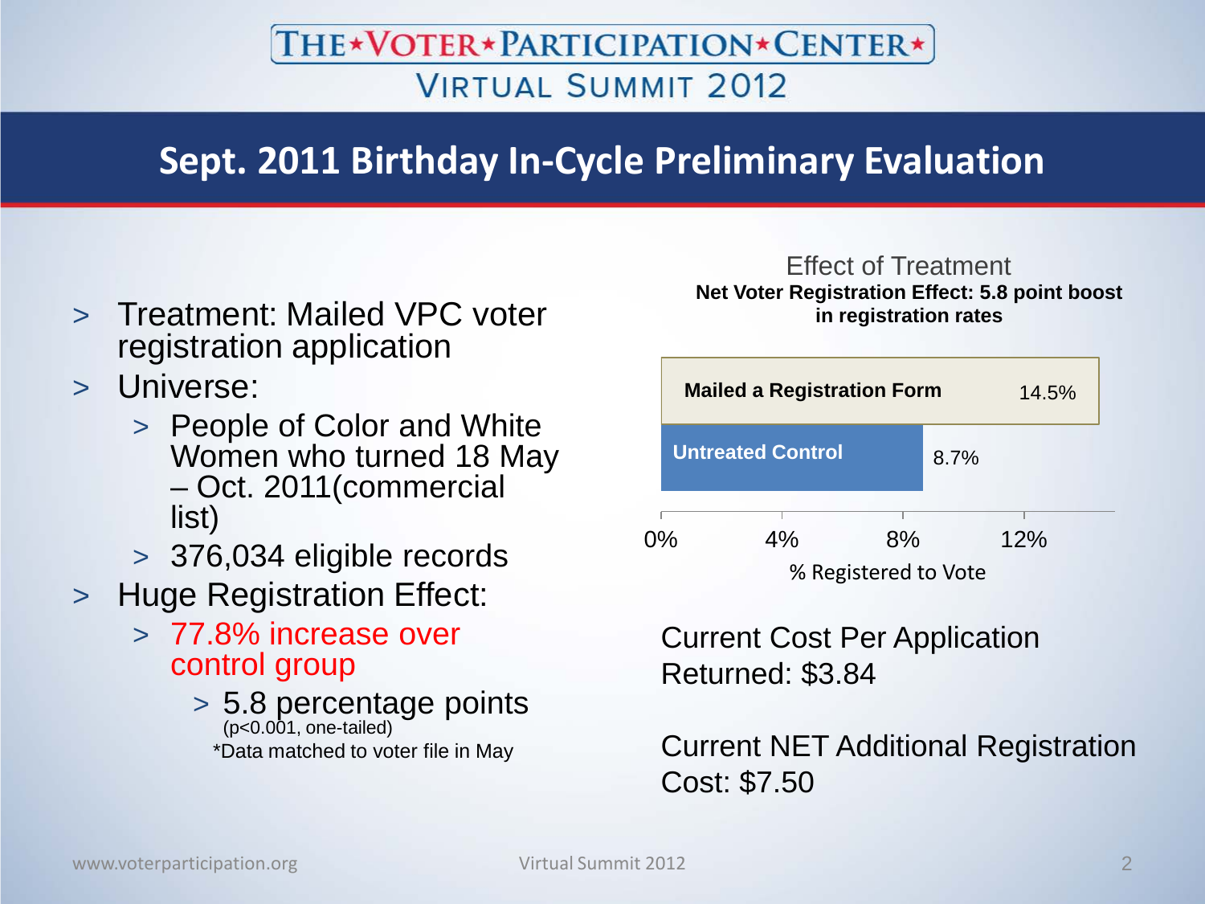THE★VOTER★PARTICIPATION★CENTER★

VIRTUAL SUMMIT 2012

# Sept. 2011 Birthday In-Cycle Preliminary Evaluation

- Treatment: Mailed VPC voter registration application
- Universe:
  - People of Color and White Women who turned 18 May – Oct. 2011(commercial list)
  - 376,034 eligible records
- Huge Registration Effect:
  - 77.8% increase over control group
    - 5.8 percentage points (p<0.001, one-tailed)

*Data matched to voter file in May

Effect of Treatment

**Net Voter Registration Effect: 5.8 point boost in registration rates**

| Group | % Registered to Vote |
|---|---|
| Mailed a Registration Form | 14.5% |
| Untreated Control | 8.7% |

Current Cost Per Application Returned: $3.84

Current NET Additional Registration Cost: $7.50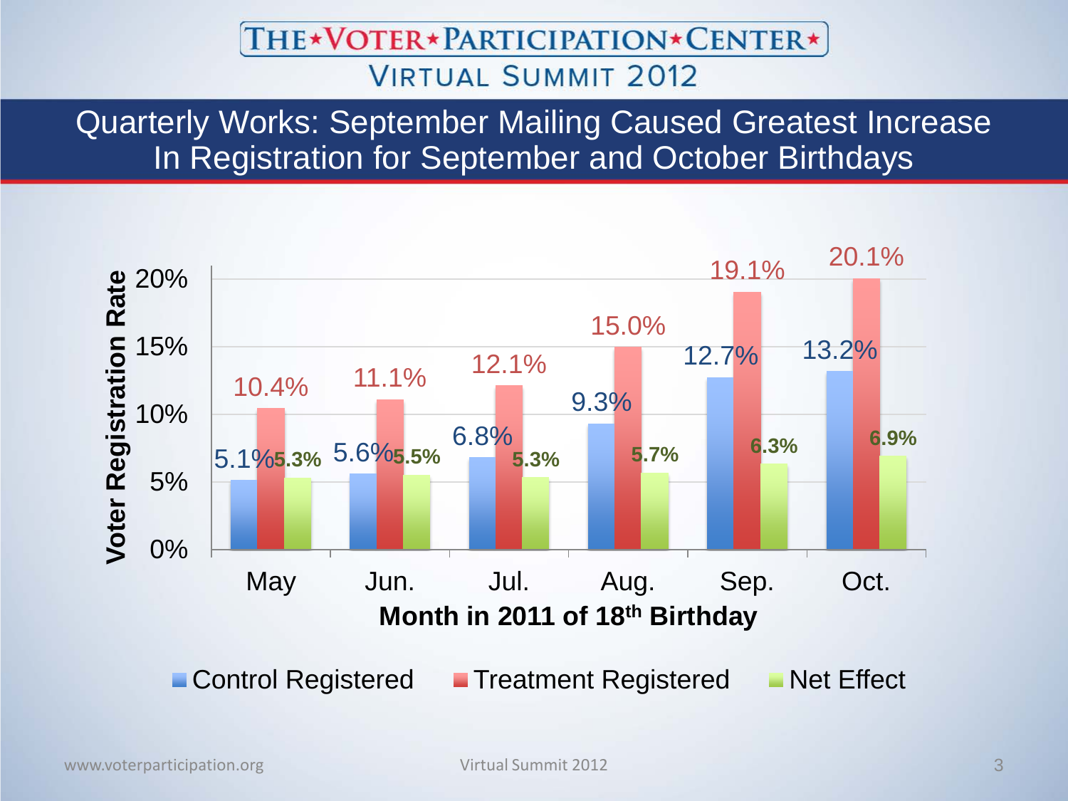THE★VOTER★PARTICIPATION★CENTER★

VIRTUAL SUMMIT 2012

# Quarterly Works: September Mailing Caused Greatest Increase In Registration for September and October Birthdays

| Month in 2011 of 18th Birthday | Control Registered | Treatment Registered | Net Effect |
|---|---|---|---|
| May | 5.1% | 10.4% | 5.3% |
| Jun. | 5.6% | 11.1% | 5.5% |
| Jul. | 6.8% | 12.1% | 5.3% |
| Aug. | 9.3% | 15.0% | 5.7% |
| Sep. | 12.7% | 19.1% | 6.3% |
| Oct. | 13.2% | 20.1% | 6.9% |

Y-axis: Voter Registration Rate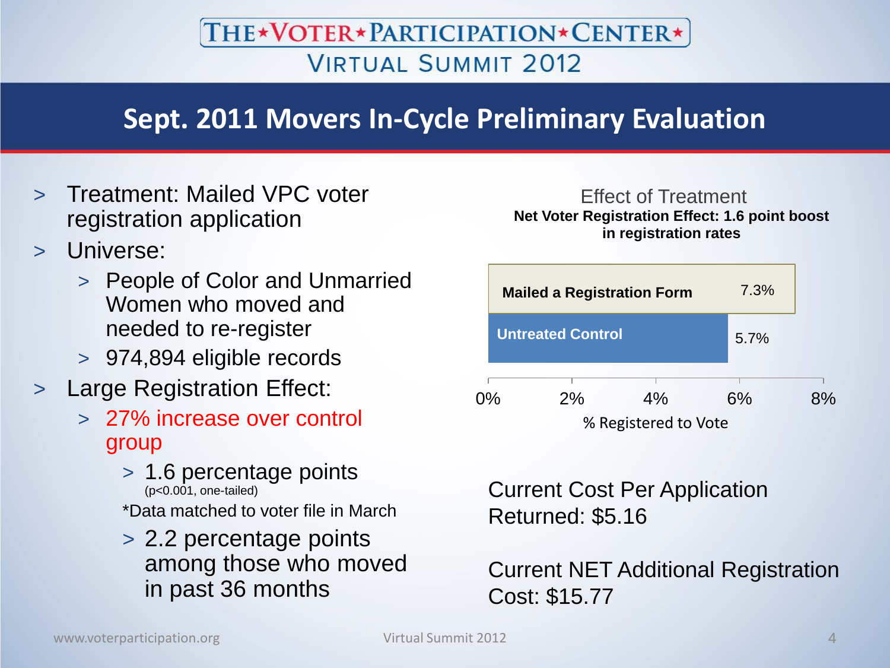# THE★VOTER★PARTICIPATION★CENTER★

VIRTUAL SUMMIT 2012

## Sept. 2011 Movers In-Cycle Preliminary Evaluation

- Treatment: Mailed VPC voter registration application
- Universe:
  - People of Color and Unmarried Women who moved and needed to re-register
  - 974,894 eligible records
- Large Registration Effect:
  - 27% increase over control group
    - 1.6 percentage points
      ($p<0.001$, one-tailed)

      *Data matched to voter file in March
    - 2.2 percentage points among those who moved in past 36 months

Effect of Treatment

**Net Voter Registration Effect: 1.6 point boost in registration rates**

| | % Registered to Vote |
|---|---|
| **Mailed a Registration Form** | 7.3% |
| **Untreated Control** | 5.7% |

Current Cost Per Application Returned: $5.16

Current NET Additional Registration Cost: $15.77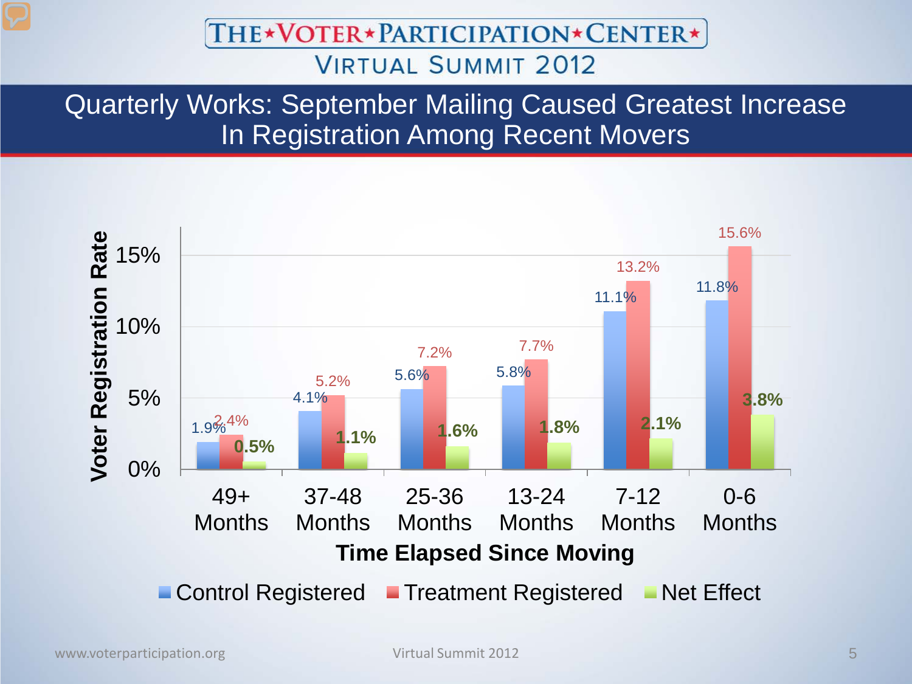## Quarterly Works: September Mailing Caused Greatest Increase In Registration Among Recent Movers

| Time Elapsed Since Moving | Control Registered | Treatment Registered | Net Effect |
|---|---|---|---|
| 49+ Months | 1.9% | 2.4% | 0.5% |
| 37-48 Months | 4.1% | 5.2% | 1.1% |
| 25-36 Months | 5.6% | 7.2% | 1.6% |
| 13-24 Months | 5.8% | 7.7% | 1.8% |
| 7-12 Months | 11.1% | 13.2% | 2.1% |
| 0-6 Months | 11.8% | 15.6% | 3.8% |

Voter Registration Rate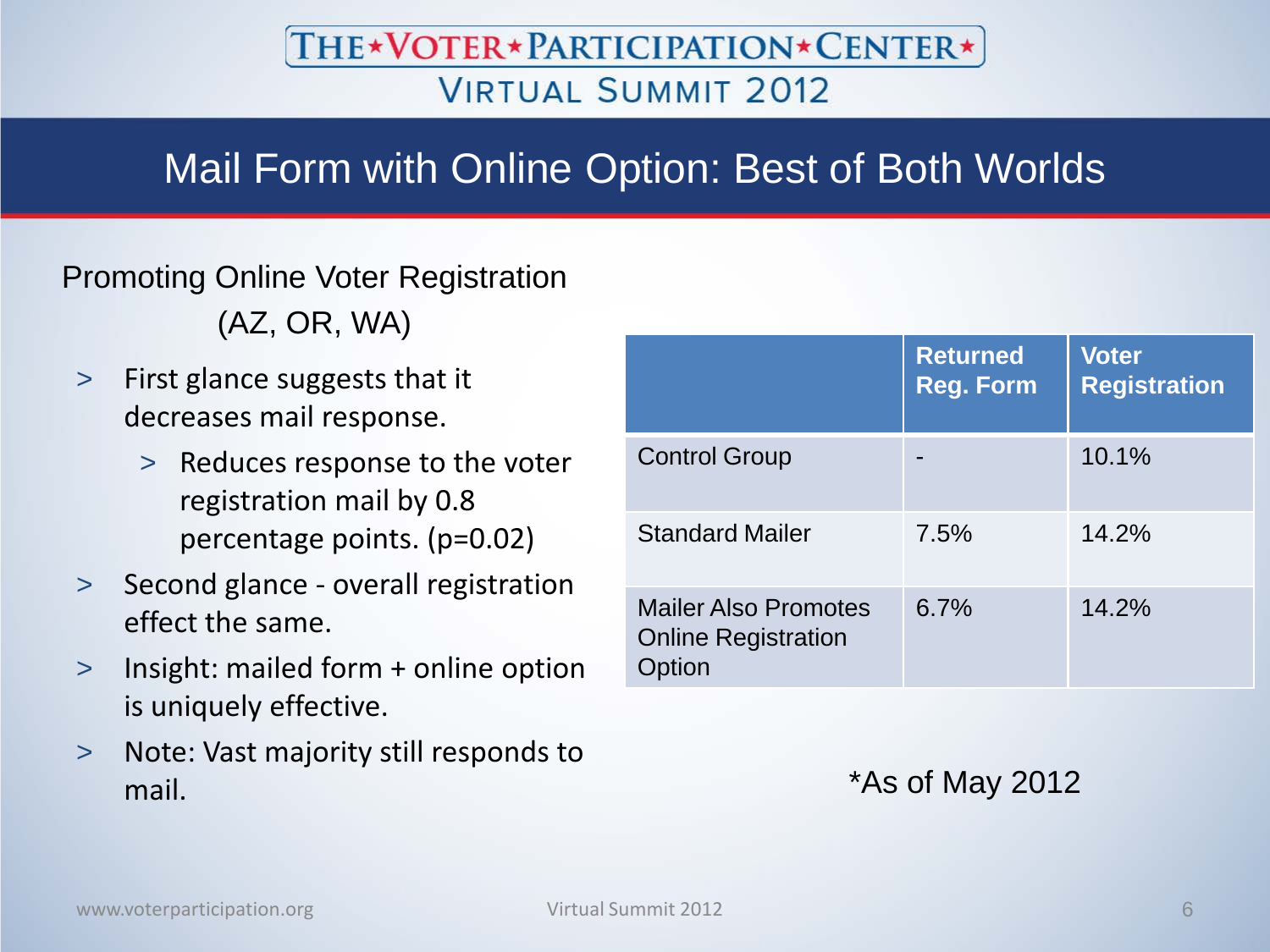# Mail Form with Online Option: Best of Both Worlds

Promoting Online Voter Registration (AZ, OR, WA)

- First glance suggests that it decreases mail response.
  - Reduces response to the voter registration mail by 0.8 percentage points. ($p=0.02$)
- Second glance - overall registration effect the same.
- Insight: mailed form + online option is uniquely effective.
- Note: Vast majority still responds to mail.

| | Returned Reg. Form | Voter Registration |
|---|---|---|
| Control Group | - | 10.1% |
| Standard Mailer | 7.5% | 14.2% |
| Mailer Also Promotes Online Registration Option | 6.7% | 14.2% |

*As of May 2012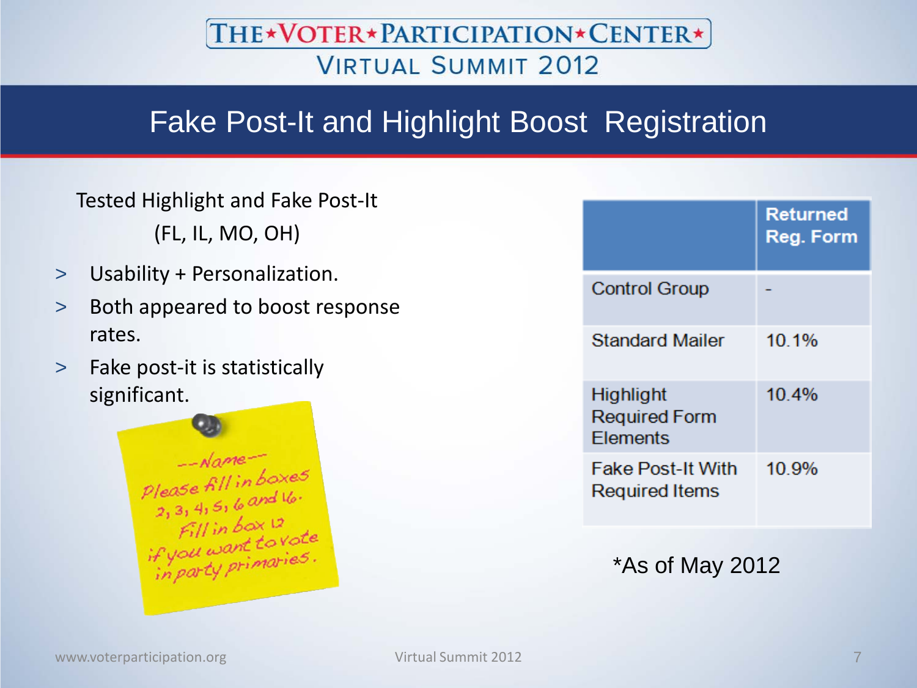# Fake Post-It and Highlight Boost Registration

Tested Highlight and Fake Post-It (FL, IL, MO, OH)

- Usability + Personalization.
- Both appeared to boost response rates.
- Fake post-it is statistically significant.

--Name--
Please fill in boxes 2, 3, 4, 5, 6 and 16.
Fill in box 12 if you want to vote in party primaries.

| | Returned Reg. Form |
|---|---|
| Control Group | - |
| Standard Mailer | 10.1% |
| Highlight Required Form Elements | 10.4% |
| Fake Post-It With Required Items | 10.9% |

*As of May 2012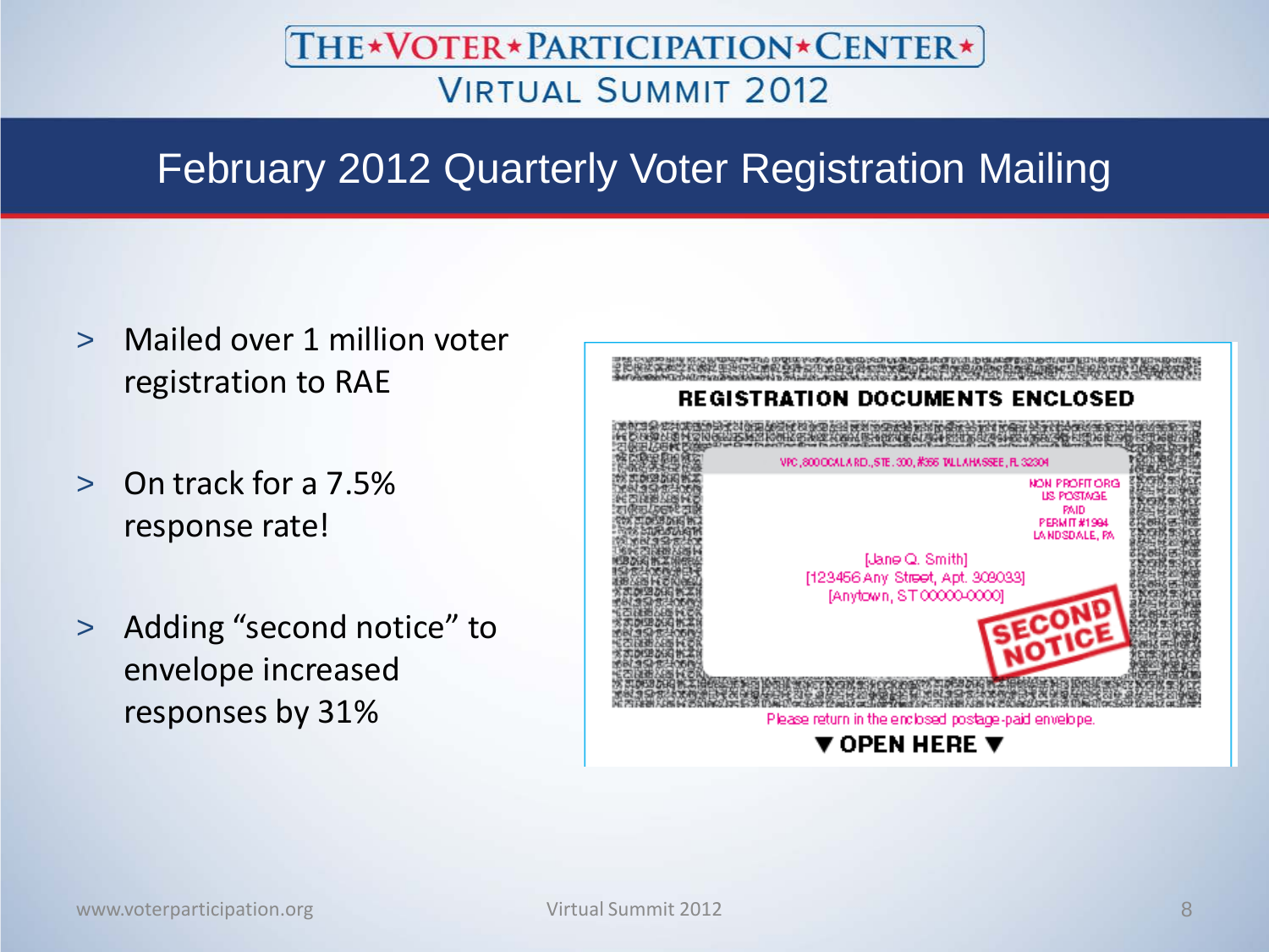# February 2012 Quarterly Voter Registration Mailing

- Mailed over 1 million voter registration to RAE
- On track for a 7.5% response rate!
- Adding "second notice" to envelope increased responses by 31%

REGISTRATION DOCUMENTS ENCLOSED

VPC, 800 OCALA RD., STE. 300, #366 TALLAHASSEE, FL 32304

NON PROFIT ORG
US POSTAGE
PAID
PERMIT #1994
LANSDALE, PA

[Jane Q. Smith]
[123456 Any Street, Apt. 309033]
[Anytown, ST 00000-0000]

SECOND NOTICE

Please return in the enclosed postage-paid envelope.

▼ OPEN HERE ▼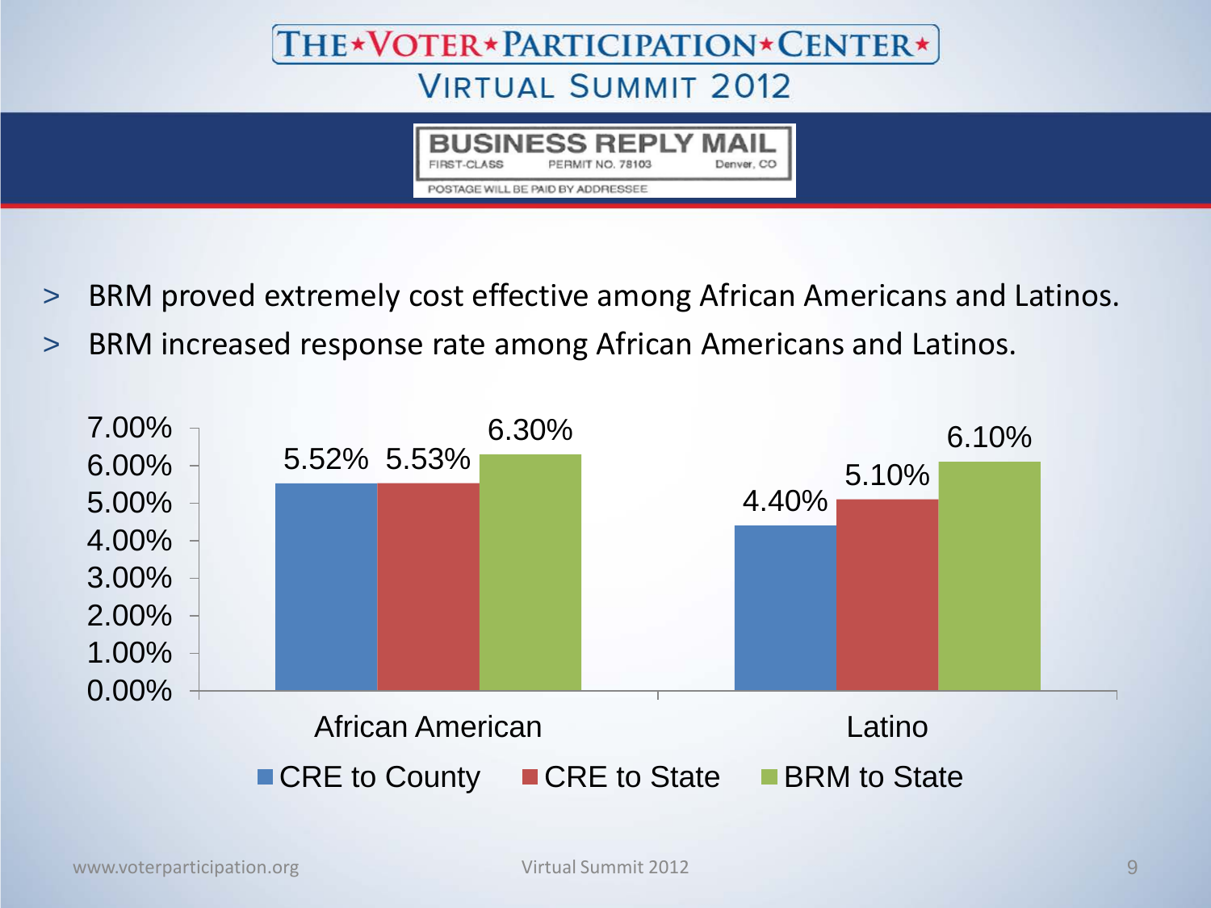# THE★VOTER★PARTICIPATION★CENTER★

## VIRTUAL SUMMIT 2012

**BUSINESS REPLY MAIL**

FIRST-CLASS PERMIT NO. 78103 Denver, CO

POSTAGE WILL BE PAID BY ADDRESSEE

- BRM proved extremely cost effective among African Americans and Latinos.
- BRM increased response rate among African Americans and Latinos.

| | CRE to County | CRE to State | BRM to State |
|---|---|---|---|
| African American | 5.52% | 5.53% | 6.30% |
| Latino | 4.40% | 5.10% | 6.10% |

www.voterparticipation.org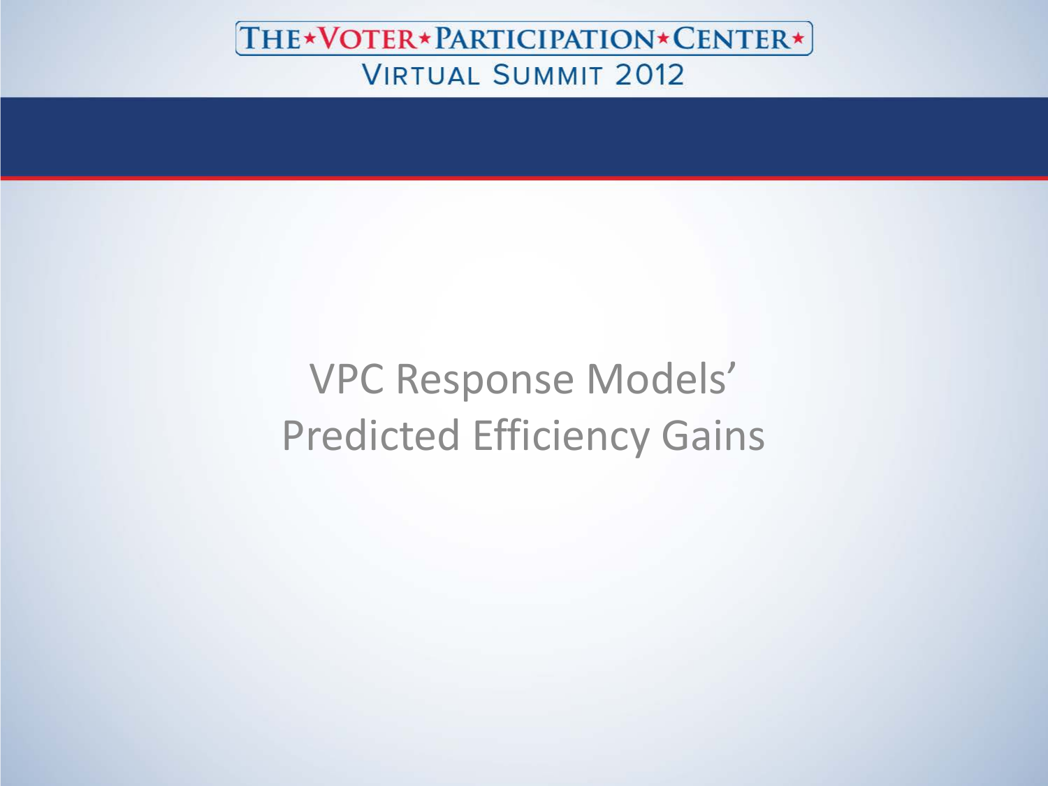# VPC Response Models' Predicted Efficiency Gains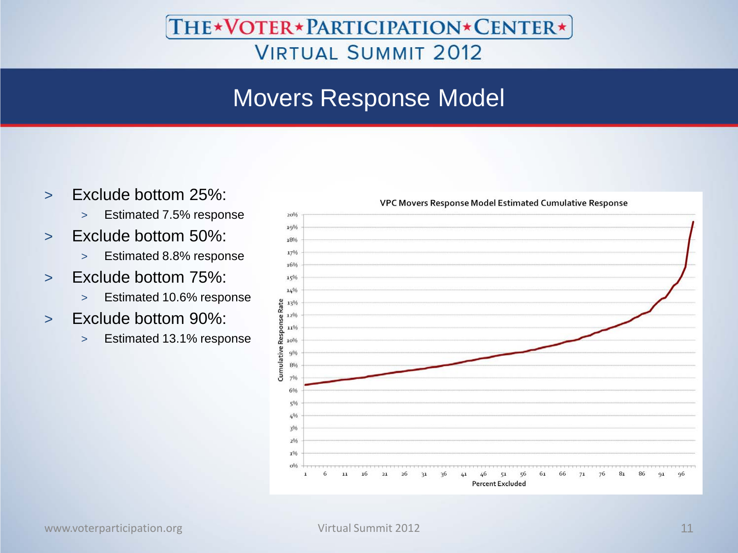# Movers Response Model

- Exclude bottom 25%:
  - Estimated 7.5% response
- Exclude bottom 50%:
  - Estimated 8.8% response
- Exclude bottom 75%:
  - Estimated 10.6% response
- Exclude bottom 90%:
  - Estimated 13.1% response

VPC Movers Response Model Estimated Cumulative Response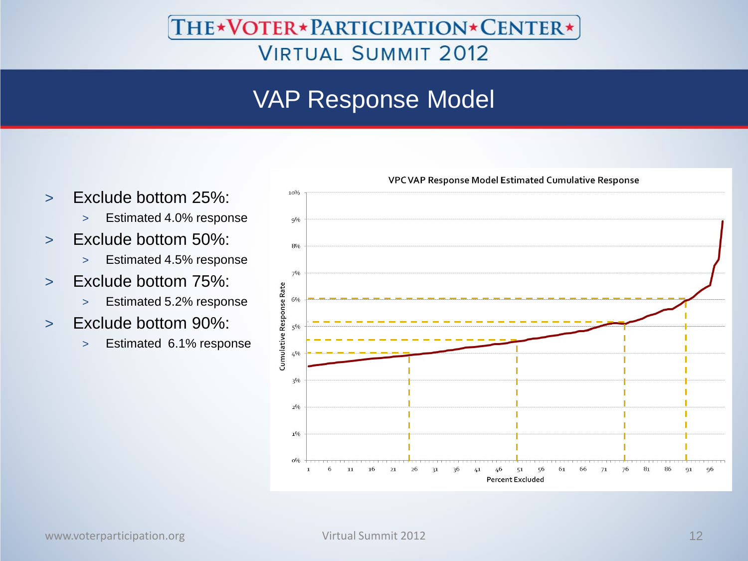# The★Voter★Participation★Center★

## Virtual Summit 2012

# VAP Response Model

- Exclude bottom 25%:
  - Estimated 4.0% response
- Exclude bottom 50%:
  - Estimated 4.5% response
- Exclude bottom 75%:
  - Estimated 5.2% response
- Exclude bottom 90%:
  - Estimated 6.1% response

VPC VAP Response Model Estimated Cumulative Response

Cumulative Response Rate

Percent Excluded

www.voterparticipation.org

Virtual Summit 2012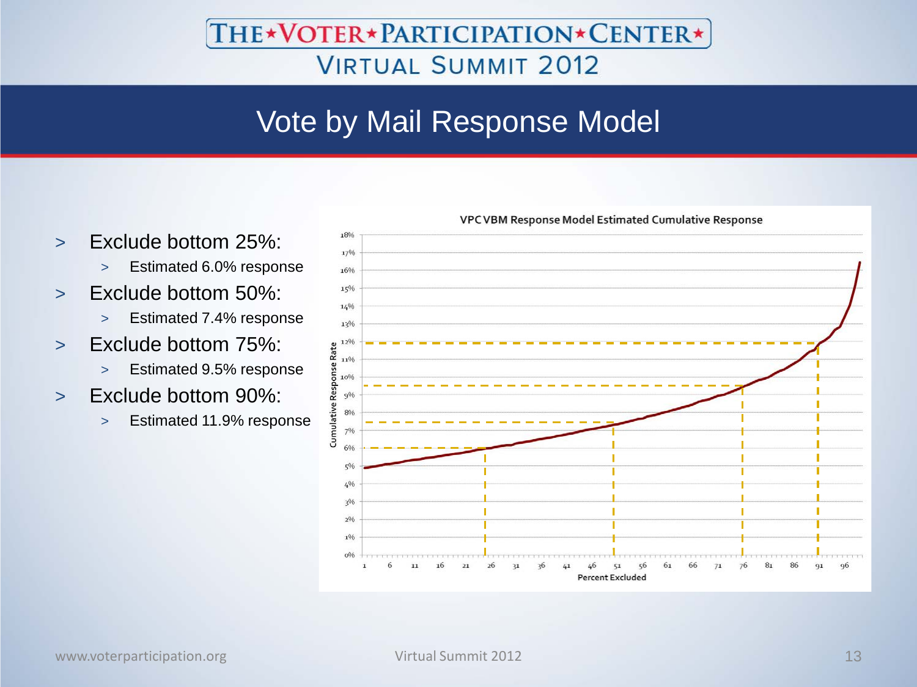THE★VOTER★PARTICIPATION★CENTER★
VIRTUAL SUMMIT 2012

# Vote by Mail Response Model

- Exclude bottom 25%:
  - Estimated 6.0% response
- Exclude bottom 50%:
  - Estimated 7.4% response
- Exclude bottom 75%:
  - Estimated 9.5% response
- Exclude bottom 90%:
  - Estimated 11.9% response

VPC VBM Response Model Estimated Cumulative Response

Cumulative Response Rate

18%
17%
16%
15%
14%
13%
12%
11%
10%
9%
8%
7%
6%
5%
4%
3%
2%
1%
0%

1 6 11 16 21 26 31 36 41 46 51 56 61 66 71 76 81 86 91 96

Percent Excluded

www.voterparticipation.org

Virtual Summit 2012